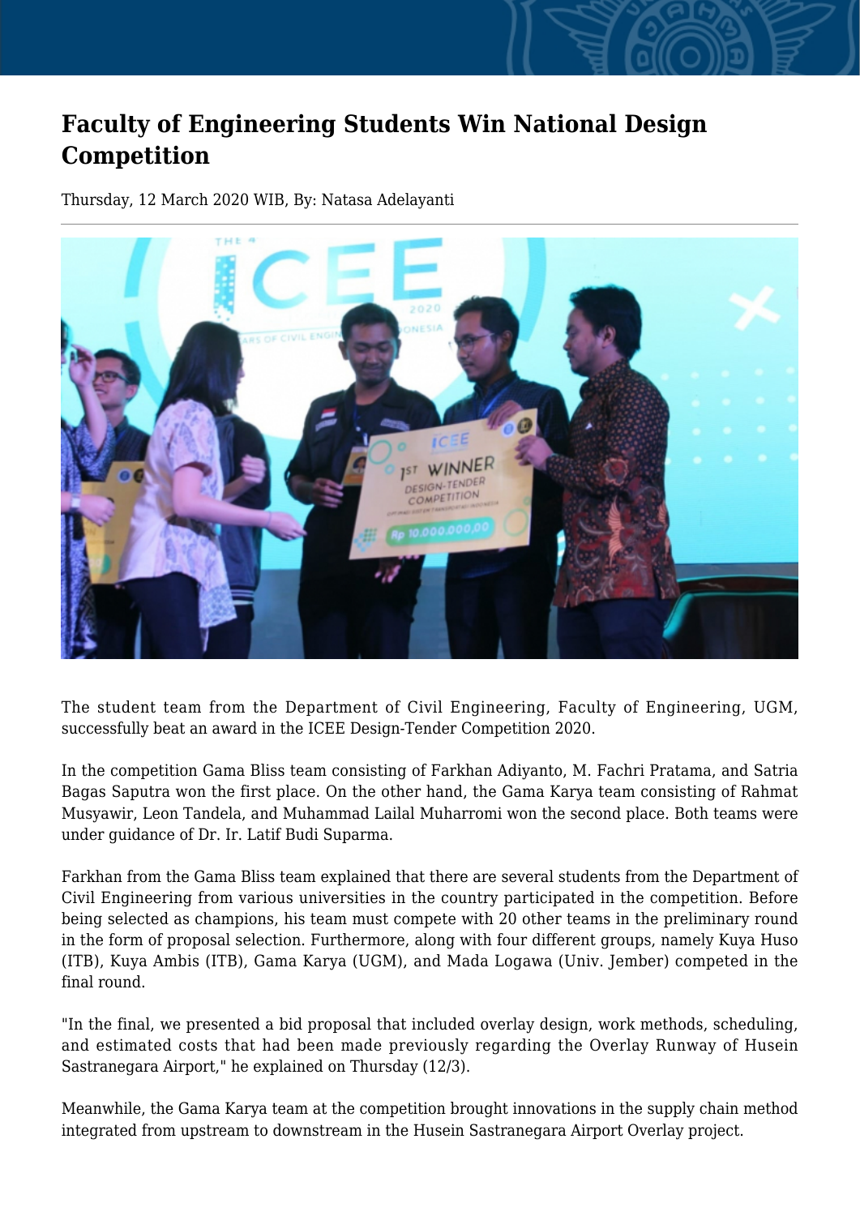# Faculty of Engineering Students Win National Design Competition

Thursday, 12 March 2020 WIB, By: Natasa Adelayanti

The student team from the Department of Civil Engineering, Faculty of Engineering, UGM, successfully beat an award in the ICEE Design-Tender Competition 2020.

In the competition Gama Bliss team consisting of Farkhan Adiyanto, M. Fachri Pratama, and Satria Bagas Saputra won the first place. On the other hand, the Gama Karya team consisting of Rahmat Musyawir, Leon Tandela, and Muhammad Lailal Muharromi won the second place. Both teams were under guidance of Dr. Ir. Latif Budi Suparma.

Farkhan from the Gama Bliss team explained that there are several students from the Department of Civil Engineering from various universities in the country participated in the competition. Before being selected as champions, his team must compete with 20 other teams in the preliminary round in the form of proposal selection. Furthermore, along with four different groups, namely Kuya Huso (ITB), Kuya Ambis (ITB), Gama Karya (UGM), and Mada Logawa (Univ. Jember) competed in the final round.

"In the final, we presented a bid proposal that included overlay design, work methods, scheduling, and estimated costs that had been made previously regarding the Overlay Runway of Husein Sastranegara Airport," he explained on Thursday (12/3).

Meanwhile, the Gama Karya team at the competition brought innovations in the supply chain method integrated from upstream to downstream in the Husein Sastranegara Airport Overlay project.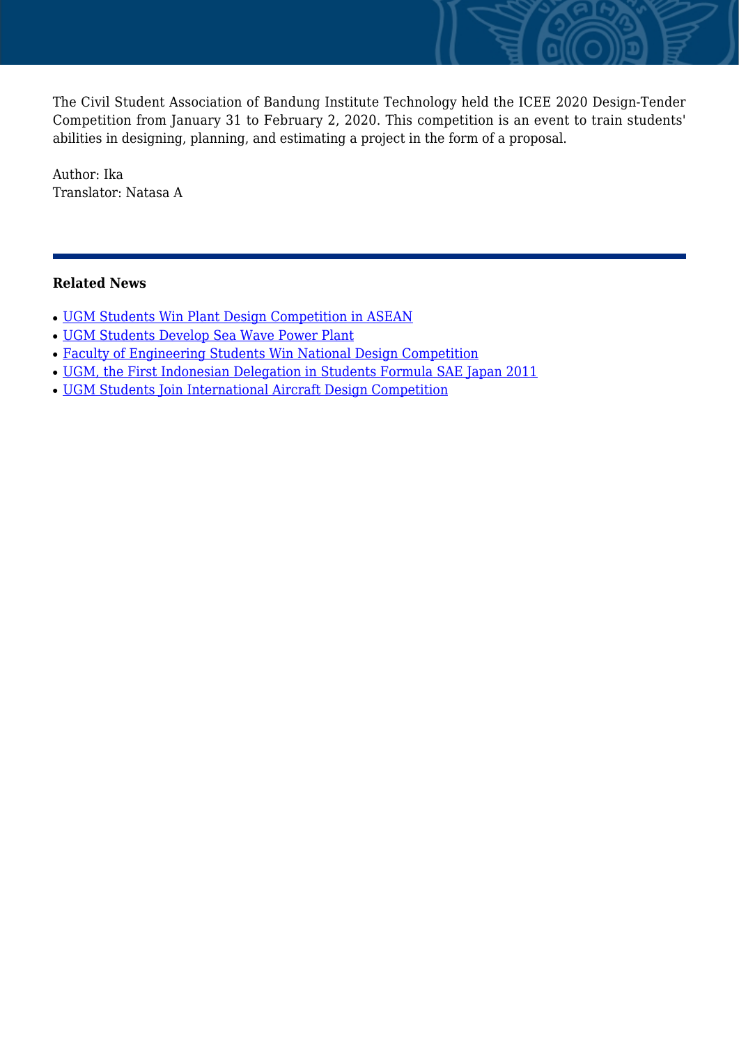The Civil Student Association of Bandung Institute Technology held the ICEE 2020 Design-Tender Competition from January 31 to February 2, 2020. This competition is an event to train students' abilities in designing, planning, and estimating a project in the form of a proposal.

Author: Ika
Translator: Natasa A

---

**Related News**

- UGM Students Win Plant Design Competition in ASEAN
- UGM Students Develop Sea Wave Power Plant
- Faculty of Engineering Students Win National Design Competition
- UGM, the First Indonesian Delegation in Students Formula SAE Japan 2011
- UGM Students Join International Aircraft Design Competition